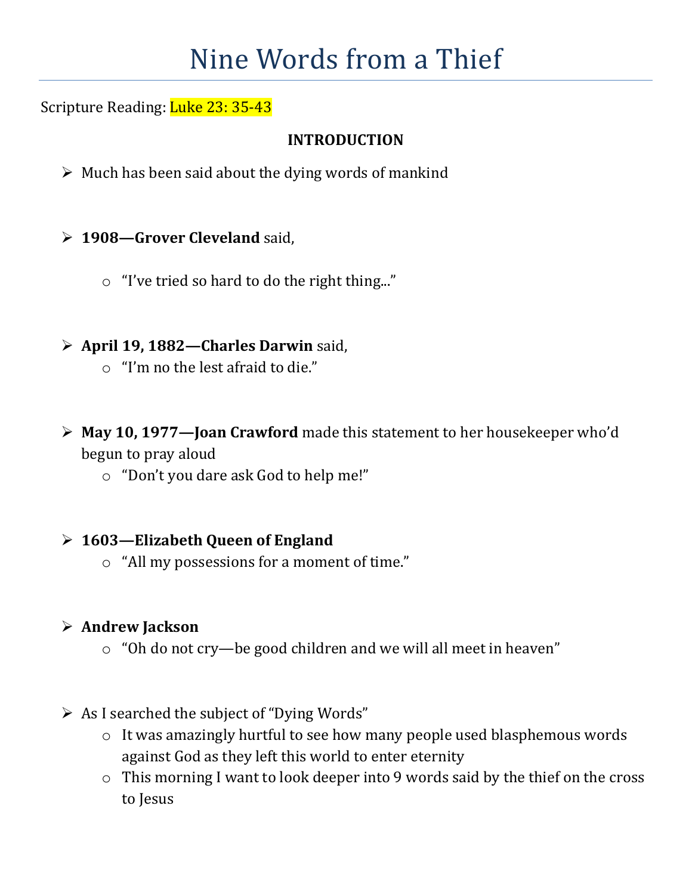# Nine Words from a Thief

Scripture Reading: Luke 23: 35-43

**INTRODUCTION**

- Much has been said about the dying words of mankind
- **1908—Grover Cleveland** said,
  - "I've tried so hard to do the right thing..."
- **April 19, 1882—Charles Darwin** said,
  - "I'm no the lest afraid to die."
- **May 10, 1977—Joan Crawford** made this statement to her housekeeper who'd begun to pray aloud
  - "Don't you dare ask God to help me!"
- **1603—Elizabeth Queen of England**
  - "All my possessions for a moment of time."
- **Andrew Jackson**
  - "Oh do not cry—be good children and we will all meet in heaven"
- As I searched the subject of "Dying Words"
  - It was amazingly hurtful to see how many people used blasphemous words against God as they left this world to enter eternity
  - This morning I want to look deeper into 9 words said by the thief on the cross to Jesus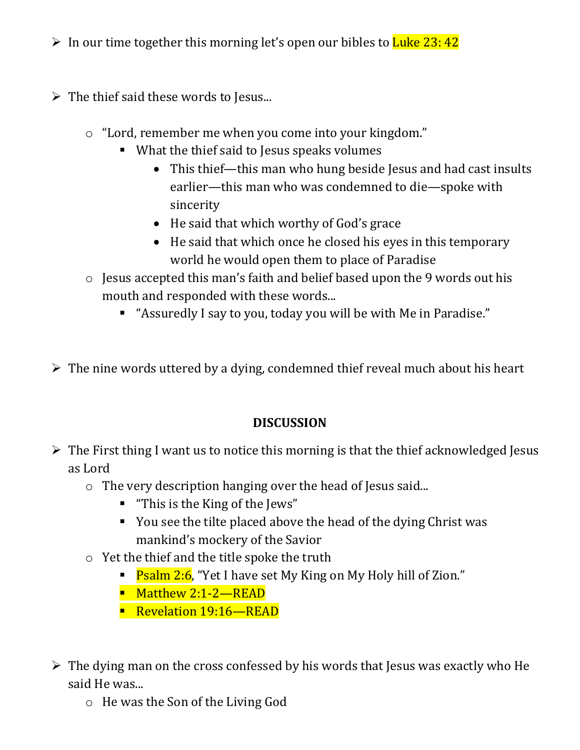- In our time together this morning let's open our bibles to Luke 23: 42

- The thief said these words to Jesus...
  - "Lord, remember me when you come into your kingdom."
    - What the thief said to Jesus speaks volumes
      - This thief—this man who hung beside Jesus and had cast insults earlier—this man who was condemned to die—spoke with sincerity
      - He said that which worthy of God's grace
      - He said that which once he closed his eyes in this temporary world he would open them to place of Paradise
  - Jesus accepted this man's faith and belief based upon the 9 words out his mouth and responded with these words...
    - "Assuredly I say to you, today you will be with Me in Paradise."

- The nine words uttered by a dying, condemned thief reveal much about his heart

**DISCUSSION**

- The First thing I want us to notice this morning is that the thief acknowledged Jesus as Lord
  - The very description hanging over the head of Jesus said...
    - "This is the King of the Jews"
    - You see the tilte placed above the head of the dying Christ was mankind's mockery of the Savior
  - Yet the thief and the title spoke the truth
    - Psalm 2:6, "Yet I have set My King on My Holy hill of Zion."
    - Matthew 2:1-2—READ
    - Revelation 19:16—READ

- The dying man on the cross confessed by his words that Jesus was exactly who He said He was...
  - He was the Son of the Living God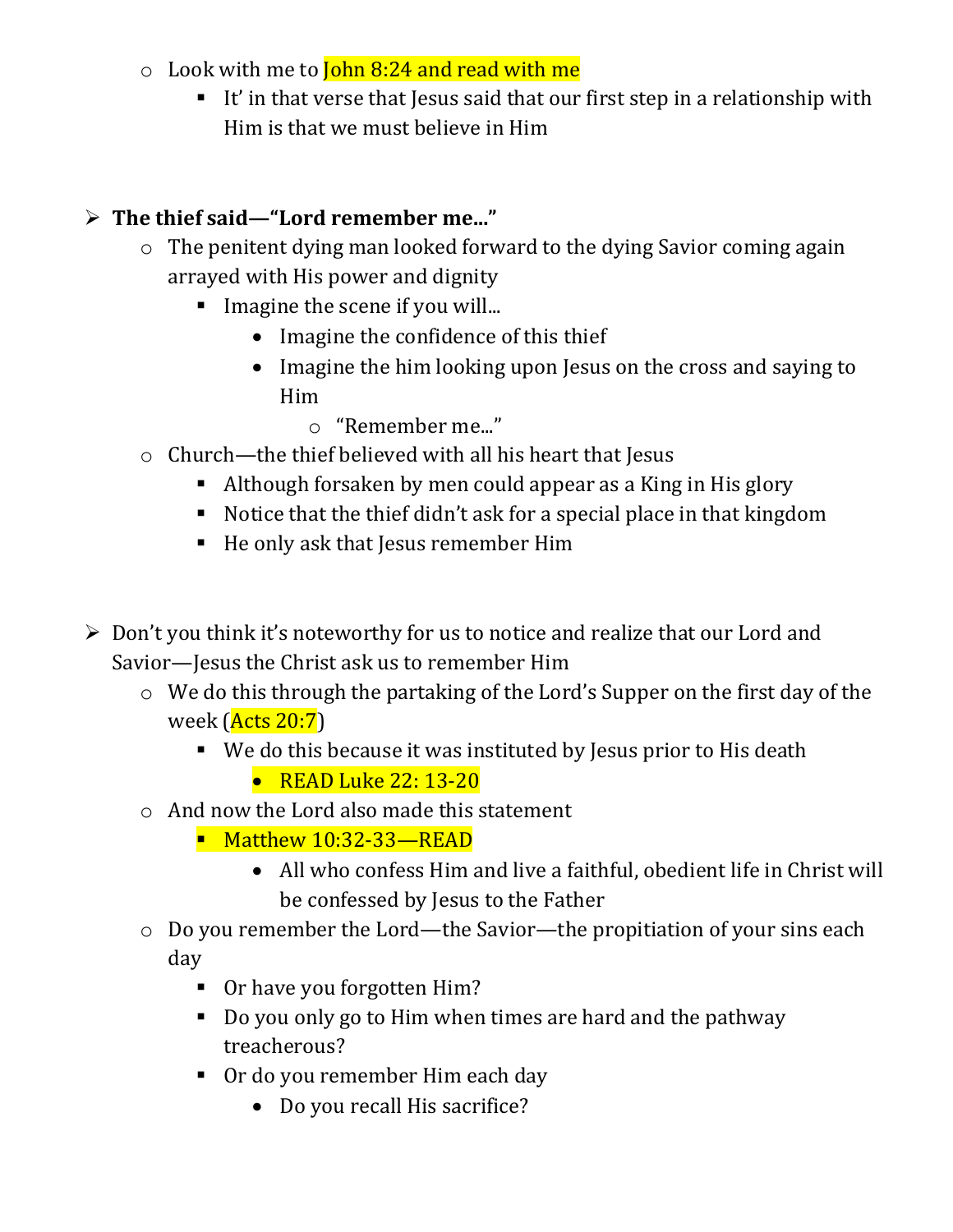- Look with me to John 8:24 and read with me
  - It' in that verse that Jesus said that our first step in a relationship with Him is that we must believe in Him

- **The thief said—"Lord remember me..."**
  - The penitent dying man looked forward to the dying Savior coming again arrayed with His power and dignity
    - Imagine the scene if you will...
      - Imagine the confidence of this thief
      - Imagine the him looking upon Jesus on the cross and saying to Him
        - "Remember me..."
  - Church—the thief believed with all his heart that Jesus
    - Although forsaken by men could appear as a King in His glory
    - Notice that the thief didn't ask for a special place in that kingdom
    - He only ask that Jesus remember Him

- Don't you think it's noteworthy for us to notice and realize that our Lord and Savior—Jesus the Christ ask us to remember Him
  - We do this through the partaking of the Lord's Supper on the first day of the week (Acts 20:7)
    - We do this because it was instituted by Jesus prior to His death
      - READ Luke 22: 13-20
  - And now the Lord also made this statement
    - Matthew 10:32-33—READ
      - All who confess Him and live a faithful, obedient life in Christ will be confessed by Jesus to the Father
  - Do you remember the Lord—the Savior—the propitiation of your sins each day
    - Or have you forgotten Him?
    - Do you only go to Him when times are hard and the pathway treacherous?
    - Or do you remember Him each day
      - Do you recall His sacrifice?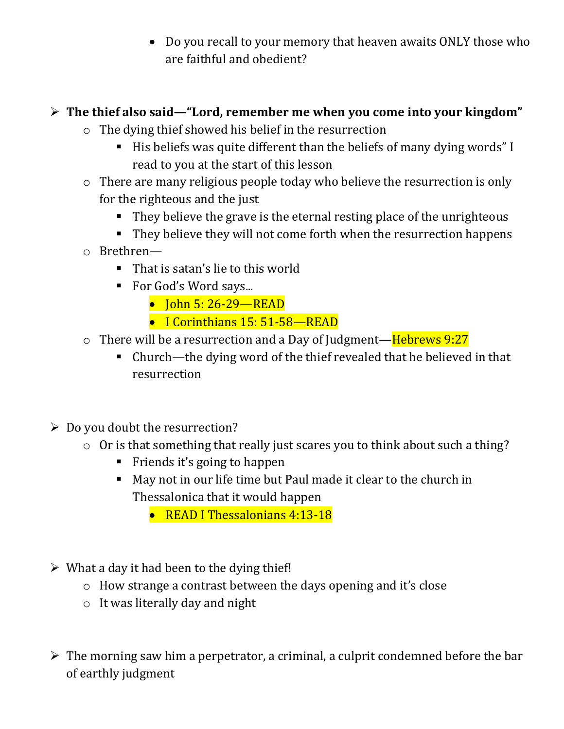- Do you recall to your memory that heaven awaits ONLY those who are faithful and obedient?

- **The thief also said—"Lord, remember me when you come into your kingdom"**
  - The dying thief showed his belief in the resurrection
    - His beliefs was quite different than the beliefs of many dying words" I read to you at the start of this lesson
  - There are many religious people today who believe the resurrection is only for the righteous and the just
    - They believe the grave is the eternal resting place of the unrighteous
    - They believe they will not come forth when the resurrection happens
  - Brethren—
    - That is satan's lie to this world
    - For God's Word says...
      - John 5: 26-29—READ
      - I Corinthians 15: 51-58—READ
  - There will be a resurrection and a Day of Judgment—Hebrews 9:27
    - Church—the dying word of the thief revealed that he believed in that resurrection

- Do you doubt the resurrection?
  - Or is that something that really just scares you to think about such a thing?
    - Friends it's going to happen
    - May not in our life time but Paul made it clear to the church in Thessalonica that it would happen
      - READ I Thessalonians 4:13-18

- What a day it had been to the dying thief!
  - How strange a contrast between the days opening and it's close
  - It was literally day and night

- The morning saw him a perpetrator, a criminal, a culprit condemned before the bar of earthly judgment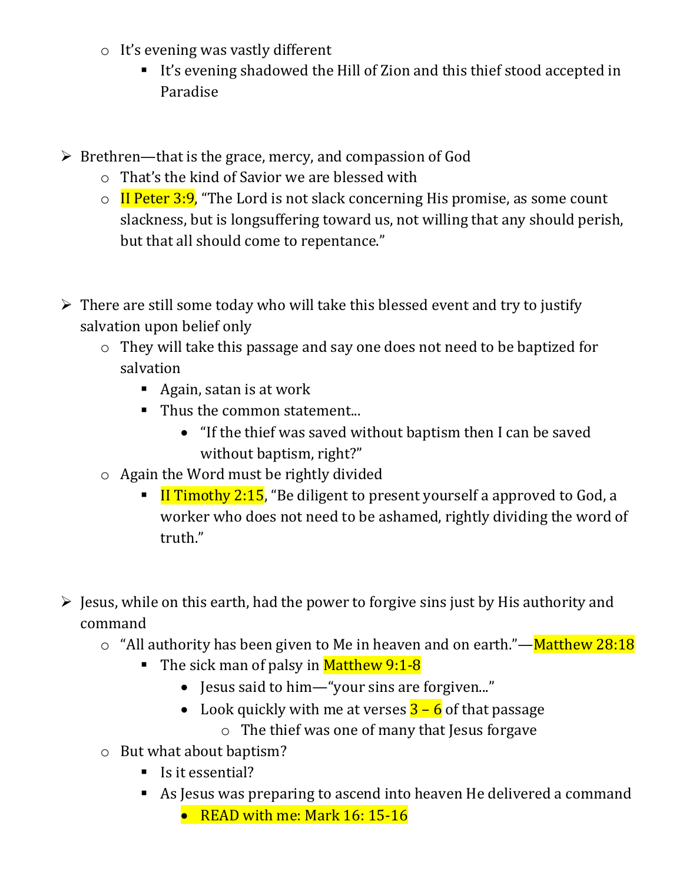- It's evening was vastly different
        - It's evening shadowed the Hill of Zion and this thief stood accepted in Paradise

- Brethren—that is the grace, mercy, and compassion of God
    - That's the kind of Savior we are blessed with
    - II Peter 3:9, "The Lord is not slack concerning His promise, as some count slackness, but is longsuffering toward us, not willing that any should perish, but that all should come to repentance."

- There are still some today who will take this blessed event and try to justify salvation upon belief only
    - They will take this passage and say one does not need to be baptized for salvation
        - Again, satan is at work
        - Thus the common statement...
            - "If the thief was saved without baptism then I can be saved without baptism, right?"
    - Again the Word must be rightly divided
        - II Timothy 2:15, "Be diligent to present yourself a approved to God, a worker who does not need to be ashamed, rightly dividing the word of truth."

- Jesus, while on this earth, had the power to forgive sins just by His authority and command
    - "All authority has been given to Me in heaven and on earth."—Matthew 28:18
        - The sick man of palsy in Matthew 9:1-8
            - Jesus said to him—"your sins are forgiven..."
            - Look quickly with me at verses 3 – 6 of that passage
                - The thief was one of many that Jesus forgave
    - But what about baptism?
        - Is it essential?
        - As Jesus was preparing to ascend into heaven He delivered a command
            - READ with me: Mark 16: 15-16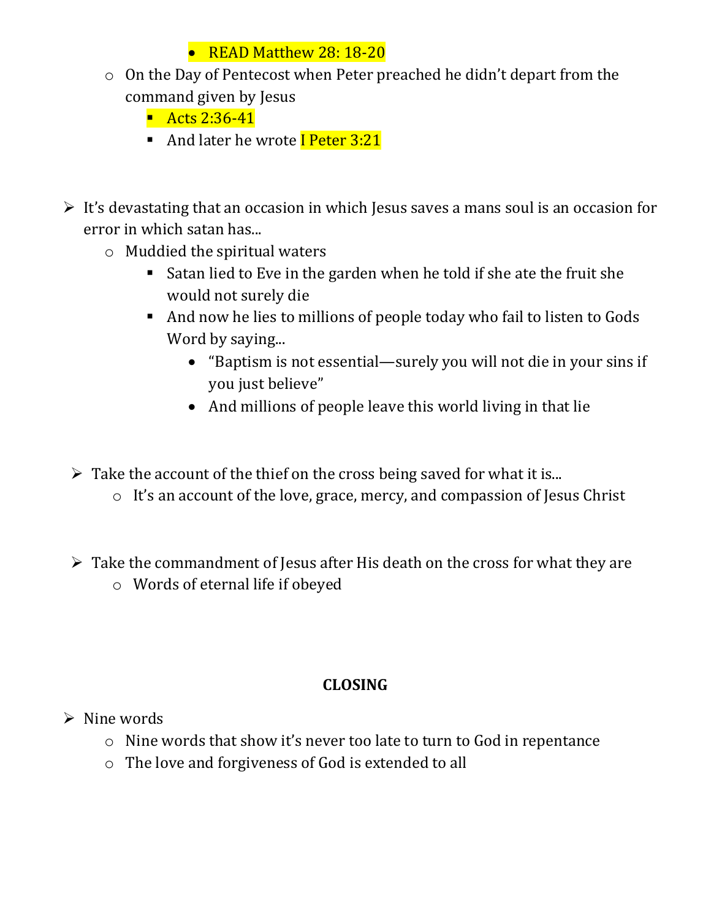- READ Matthew 28: 18-20
    - On the Day of Pentecost when Peter preached he didn't depart from the command given by Jesus
        - Acts 2:36-41
        - And later he wrote I Peter 3:21

- It's devastating that an occasion in which Jesus saves a mans soul is an occasion for error in which satan has...
    - Muddied the spiritual waters
        - Satan lied to Eve in the garden when he told if she ate the fruit she would not surely die
        - And now he lies to millions of people today who fail to listen to Gods Word by saying...
            - "Baptism is not essential—surely you will not die in your sins if you just believe"
            - And millions of people leave this world living in that lie

- Take the account of the thief on the cross being saved for what it is...
    - It's an account of the love, grace, mercy, and compassion of Jesus Christ

- Take the commandment of Jesus after His death on the cross for what they are
    - Words of eternal life if obeyed

**CLOSING**

- Nine words
    - Nine words that show it's never too late to turn to God in repentance
    - The love and forgiveness of God is extended to all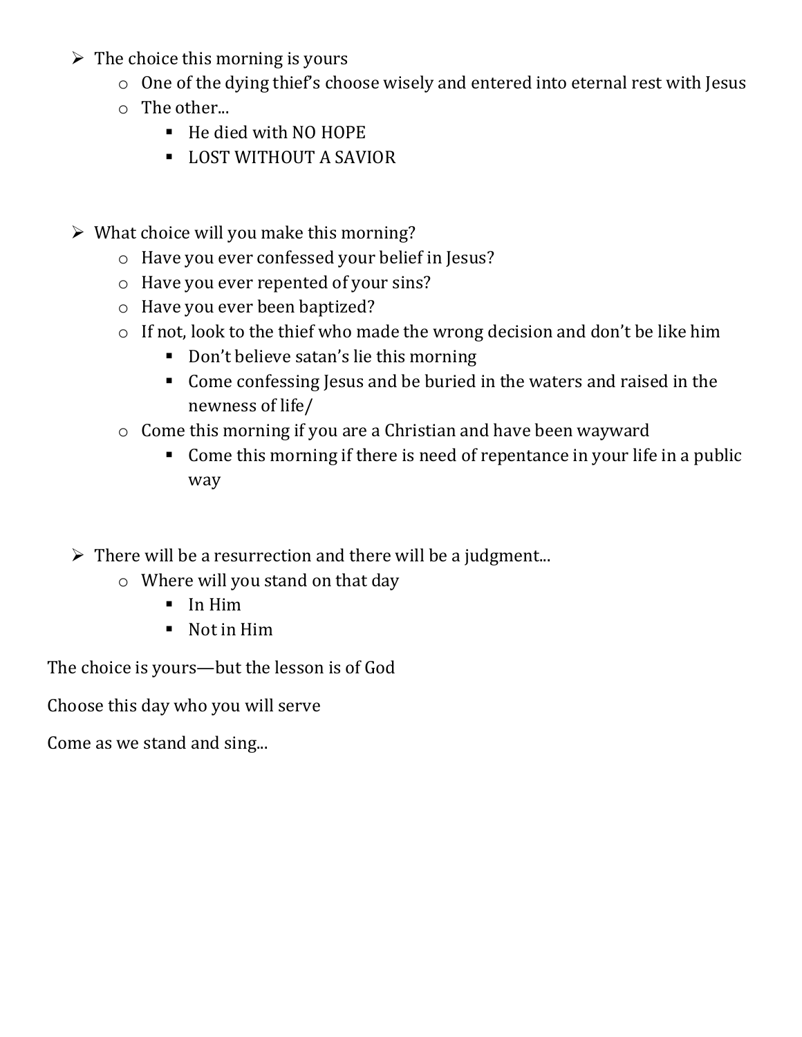- The choice this morning is yours
    - One of the dying thief's choose wisely and entered into eternal rest with Jesus
    - The other...
        - He died with NO HOPE
        - LOST WITHOUT A SAVIOR

- What choice will you make this morning?
    - Have you ever confessed your belief in Jesus?
    - Have you ever repented of your sins?
    - Have you ever been baptized?
    - If not, look to the thief who made the wrong decision and don't be like him
        - Don't believe satan's lie this morning
        - Come confessing Jesus and be buried in the waters and raised in the newness of life/
    - Come this morning if you are a Christian and have been wayward
        - Come this morning if there is need of repentance in your life in a public way

- There will be a resurrection and there will be a judgment...
    - Where will you stand on that day
        - In Him
        - Not in Him

The choice is yours—but the lesson is of God

Choose this day who you will serve

Come as we stand and sing...